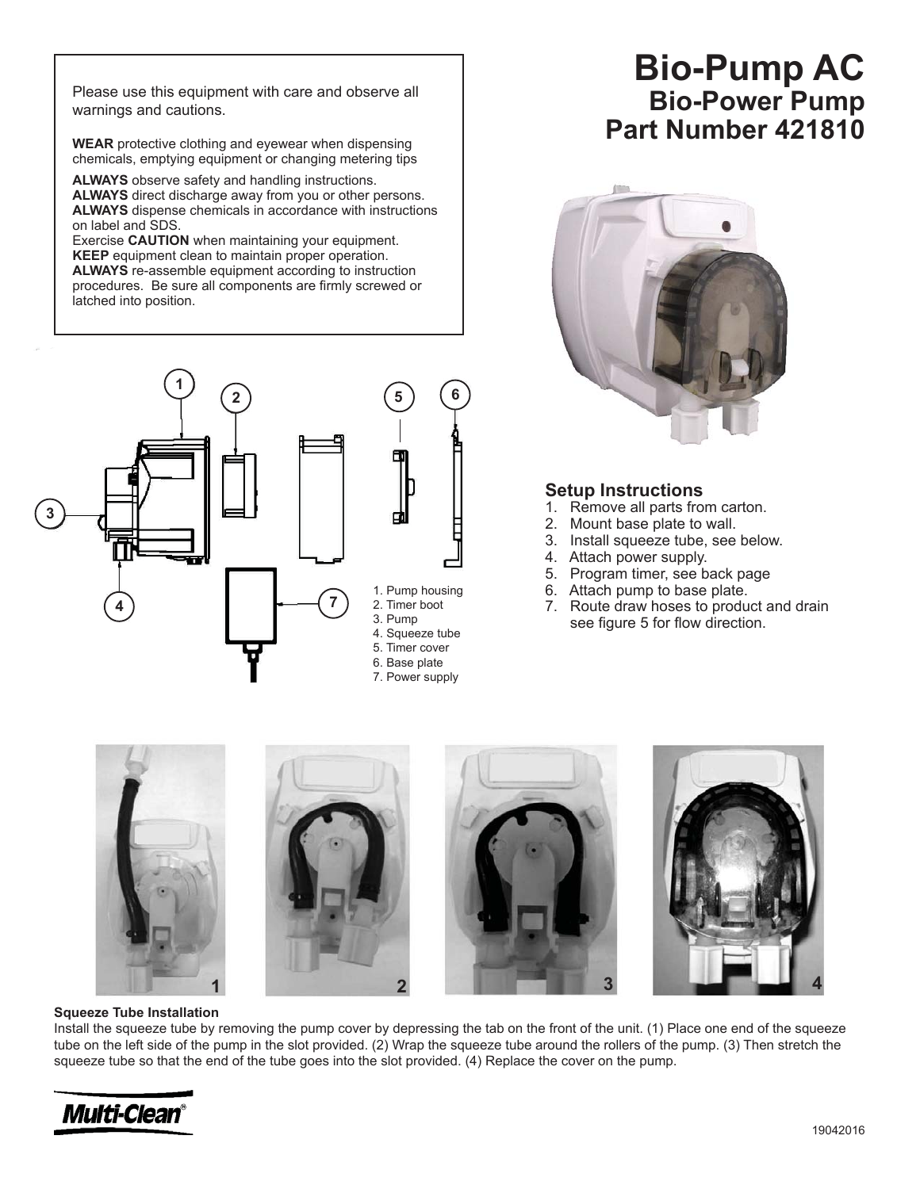# Bio-Pump AC

## Bio-Power Pump

## Part Number 421810

Please use this equipment with care and observe all warnings and cautions.

**WEAR** protective clothing and eyewear when dispensing chemicals, emptying equipment or changing metering tips

**ALWAYS** observe safety and handling instructions.
**ALWAYS** direct discharge away from you or other persons.
**ALWAYS** dispense chemicals in accordance with instructions on label and SDS.
Exercise **CAUTION** when maintaining your equipment.
**KEEP** equipment clean to maintain proper operation.
**ALWAYS** re-assemble equipment according to instruction procedures. Be sure all components are firmly screwed or latched into position.

1. Pump housing
2. Timer boot
3. Pump
4. Squeeze tube
5. Timer cover
6. Base plate
7. Power supply

### Setup Instructions

1. Remove all parts from carton.
2. Mount base plate to wall.
3. Install squeeze tube, see below.
4. Attach power supply.
5. Program timer, see back page
6. Attach pump to base plate.
7. Route draw hoses to product and drain see figure 5 for flow direction.

**Squeeze Tube Installation**

Install the squeeze tube by removing the pump cover by depressing the tab on the front of the unit. (1) Place one end of the squeeze tube on the left side of the pump in the slot provided. (2) Wrap the squeeze tube around the rollers of the pump. (3) Then stretch the squeeze tube so that the end of the tube goes into the slot provided. (4) Replace the cover on the pump.

Multi-Clean®

19042016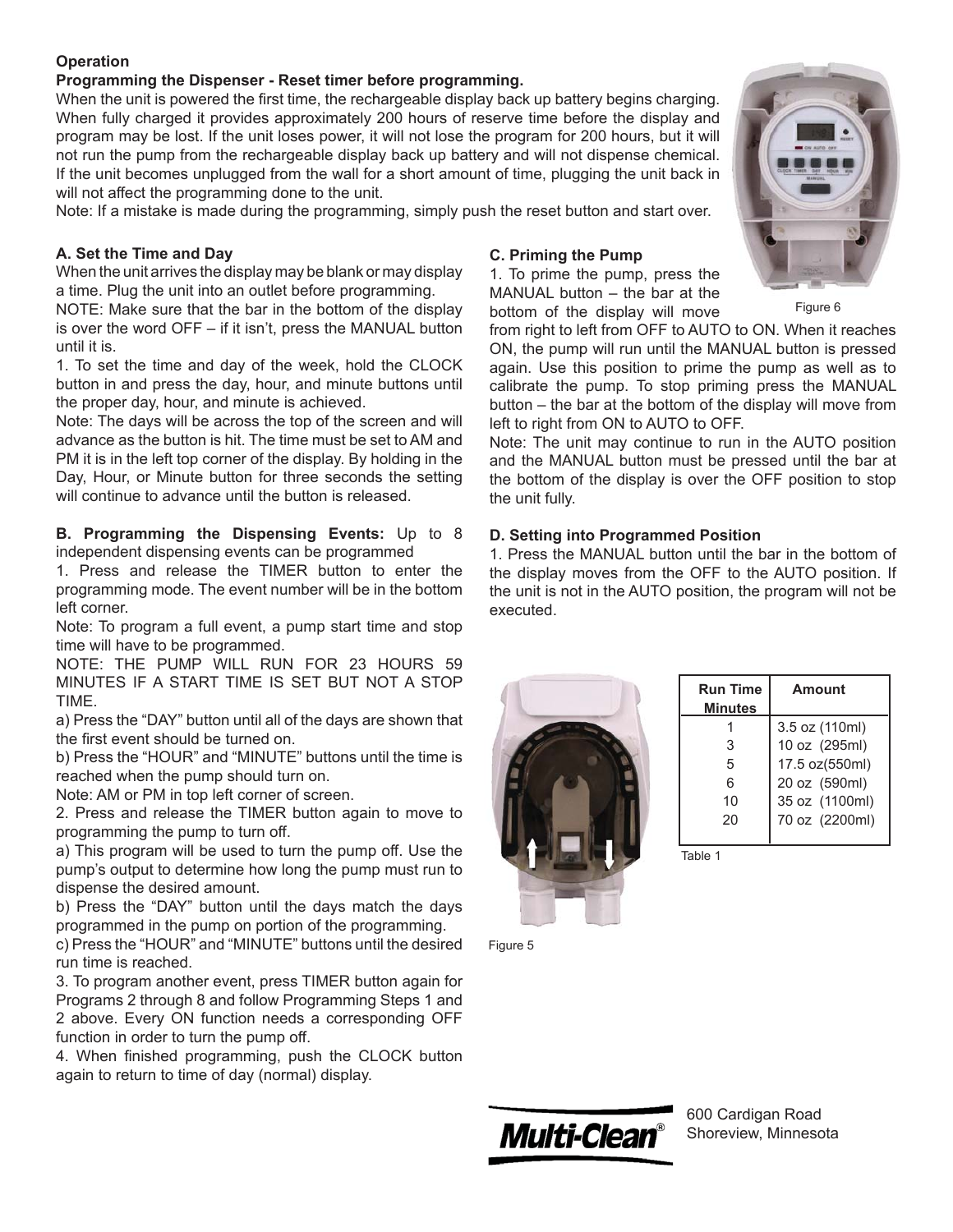**Operation**

**Programming the Dispenser - Reset timer before programming.**

When the unit is powered the first time, the rechargeable display back up battery begins charging. When fully charged it provides approximately 200 hours of reserve time before the display and program may be lost. If the unit loses power, it will not lose the program for 200 hours, but it will not run the pump from the rechargeable display back up battery and will not dispense chemical. If the unit becomes unplugged from the wall for a short amount of time, plugging the unit back in will not affect the programming done to the unit.

Note: If a mistake is made during the programming, simply push the reset button and start over.

Figure 6

**A. Set the Time and Day**

When the unit arrives the display may be blank or may display a time. Plug the unit into an outlet before programming.

NOTE: Make sure that the bar in the bottom of the display is over the word OFF – if it isn't, press the MANUAL button until it is.

1. To set the time and day of the week, hold the CLOCK button in and press the day, hour, and minute buttons until the proper day, hour, and minute is achieved.

Note: The days will be across the top of the screen and will advance as the button is hit. The time must be set to AM and PM it is in the left top corner of the display. By holding in the Day, Hour, or Minute button for three seconds the setting will continue to advance until the button is released.

**B. Programming the Dispensing Events:** Up to 8 independent dispensing events can be programmed

1. Press and release the TIMER button to enter the programming mode. The event number will be in the bottom left corner.

Note: To program a full event, a pump start time and stop time will have to be programmed.

NOTE: THE PUMP WILL RUN FOR 23 HOURS 59 MINUTES IF A START TIME IS SET BUT NOT A STOP TIME.

a) Press the "DAY" button until all of the days are shown that the first event should be turned on.

b) Press the "HOUR" and "MINUTE" buttons until the time is reached when the pump should turn on.

Note: AM or PM in top left corner of screen.

2. Press and release the TIMER button again to move to programming the pump to turn off.

a) This program will be used to turn the pump off. Use the pump's output to determine how long the pump must run to dispense the desired amount.

b) Press the "DAY" button until the days match the days programmed in the pump on portion of the programming.

c) Press the "HOUR" and "MINUTE" buttons until the desired run time is reached.

3. To program another event, press TIMER button again for Programs 2 through 8 and follow Programming Steps 1 and 2 above. Every ON function needs a corresponding OFF function in order to turn the pump off.

4. When finished programming, push the CLOCK button again to return to time of day (normal) display.

**C. Priming the Pump**

1. To prime the pump, press the MANUAL button – the bar at the bottom of the display will move from right to left from OFF to AUTO to ON. When it reaches ON, the pump will run until the MANUAL button is pressed again. Use this position to prime the pump as well as to calibrate the pump. To stop priming press the MANUAL button – the bar at the bottom of the display will move from left to right from ON to AUTO to OFF.

Note: The unit may continue to run in the AUTO position and the MANUAL button must be pressed until the bar at the bottom of the display is over the OFF position to stop the unit fully.

**D. Setting into Programmed Position**

1. Press the MANUAL button until the bar in the bottom of the display moves from the OFF to the AUTO position. If the unit is not in the AUTO position, the program will not be executed.

Figure 5

| Run Time Minutes | Amount |
|---|---|
| 1 | 3.5 oz (110ml) |
| 3 | 10 oz (295ml) |
| 5 | 17.5 oz(550ml) |
| 6 | 20 oz (590ml) |
| 10 | 35 oz (1100ml) |
| 20 | 70 oz (2200ml) |

Table 1

Multi-Clean®

600 Cardigan Road
Shoreview, Minnesota